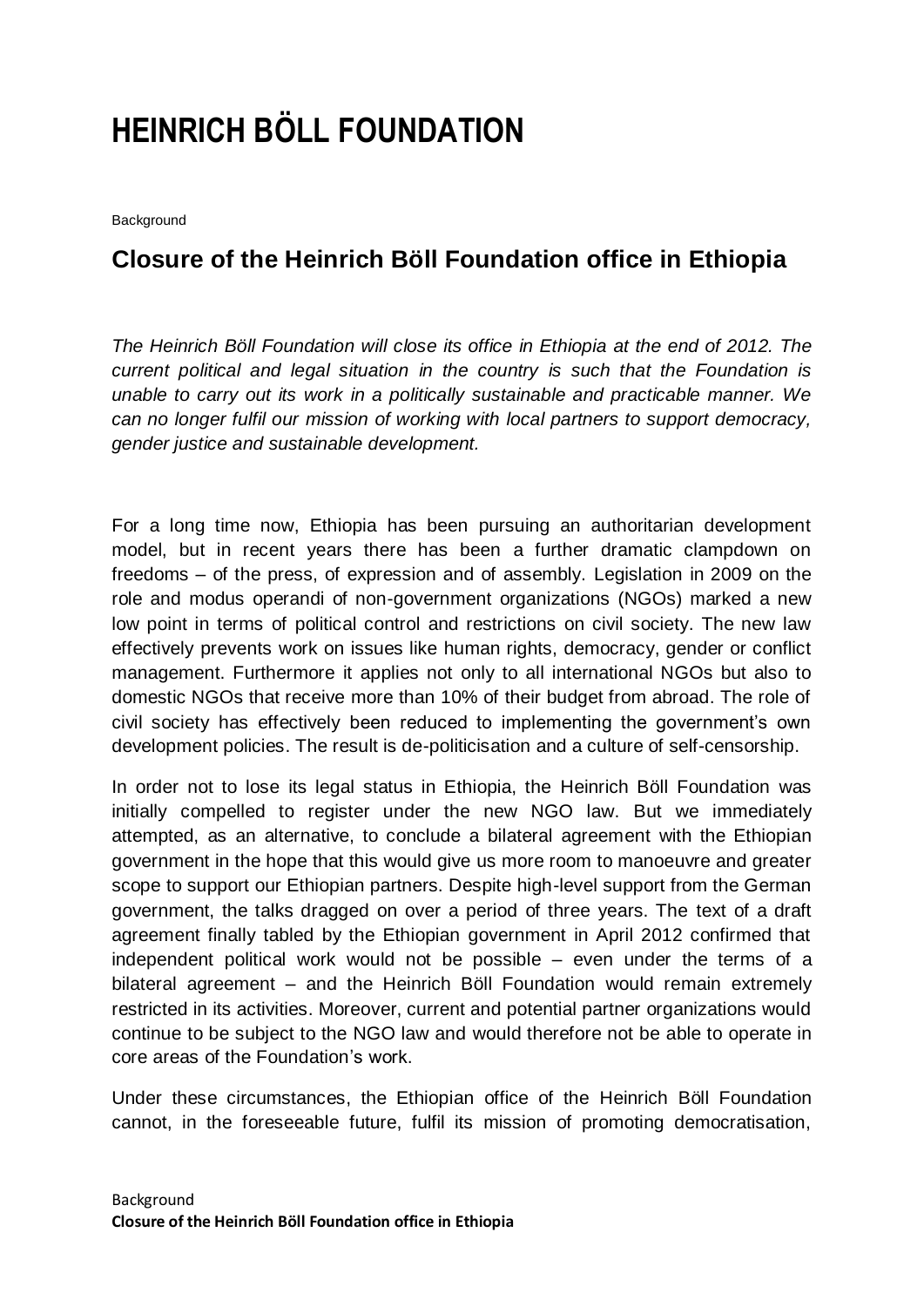# HEINRICH BÖLL FOUNDATION

Background

## Closure of the Heinrich Böll Foundation office in Ethiopia

*The Heinrich Böll Foundation will close its office in Ethiopia at the end of 2012. The current political and legal situation in the country is such that the Foundation is unable to carry out its work in a politically sustainable and practicable manner. We can no longer fulfil our mission of working with local partners to support democracy, gender justice and sustainable development.*

For a long time now, Ethiopia has been pursuing an authoritarian development model, but in recent years there has been a further dramatic clampdown on freedoms – of the press, of expression and of assembly. Legislation in 2009 on the role and modus operandi of non-government organizations (NGOs) marked a new low point in terms of political control and restrictions on civil society. The new law effectively prevents work on issues like human rights, democracy, gender or conflict management. Furthermore it applies not only to all international NGOs but also to domestic NGOs that receive more than 10% of their budget from abroad. The role of civil society has effectively been reduced to implementing the government's own development policies. The result is de-politicisation and a culture of self-censorship.

In order not to lose its legal status in Ethiopia, the Heinrich Böll Foundation was initially compelled to register under the new NGO law. But we immediately attempted, as an alternative, to conclude a bilateral agreement with the Ethiopian government in the hope that this would give us more room to manoeuvre and greater scope to support our Ethiopian partners. Despite high-level support from the German government, the talks dragged on over a period of three years. The text of a draft agreement finally tabled by the Ethiopian government in April 2012 confirmed that independent political work would not be possible – even under the terms of a bilateral agreement – and the Heinrich Böll Foundation would remain extremely restricted in its activities. Moreover, current and potential partner organizations would continue to be subject to the NGO law and would therefore not be able to operate in core areas of the Foundation's work.

Under these circumstances, the Ethiopian office of the Heinrich Böll Foundation cannot, in the foreseeable future, fulfil its mission of promoting democratisation,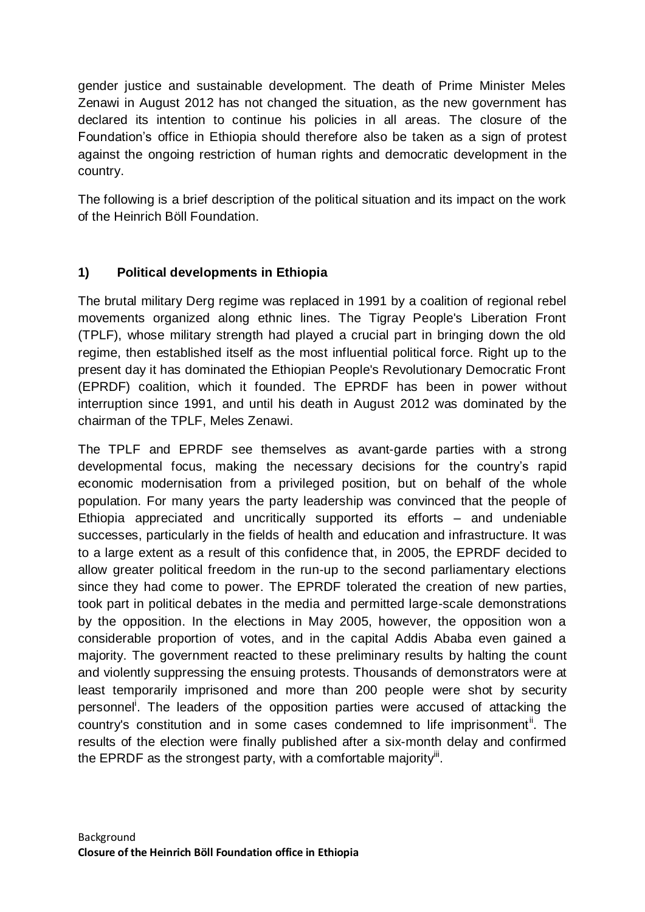gender justice and sustainable development. The death of Prime Minister Meles Zenawi in August 2012 has not changed the situation, as the new government has declared its intention to continue his policies in all areas. The closure of the Foundation's office in Ethiopia should therefore also be taken as a sign of protest against the ongoing restriction of human rights and democratic development in the country.

The following is a brief description of the political situation and its impact on the work of the Heinrich Böll Foundation.

## 1) Political developments in Ethiopia

The brutal military Derg regime was replaced in 1991 by a coalition of regional rebel movements organized along ethnic lines. The Tigray People's Liberation Front (TPLF), whose military strength had played a crucial part in bringing down the old regime, then established itself as the most influential political force. Right up to the present day it has dominated the Ethiopian People's Revolutionary Democratic Front (EPRDF) coalition, which it founded. The EPRDF has been in power without interruption since 1991, and until his death in August 2012 was dominated by the chairman of the TPLF, Meles Zenawi.

The TPLF and EPRDF see themselves as avant-garde parties with a strong developmental focus, making the necessary decisions for the country's rapid economic modernisation from a privileged position, but on behalf of the whole population. For many years the party leadership was convinced that the people of Ethiopia appreciated and uncritically supported its efforts – and undeniable successes, particularly in the fields of health and education and infrastructure. It was to a large extent as a result of this confidence that, in 2005, the EPRDF decided to allow greater political freedom in the run-up to the second parliamentary elections since they had come to power. The EPRDF tolerated the creation of new parties, took part in political debates in the media and permitted large-scale demonstrations by the opposition. In the elections in May 2005, however, the opposition won a considerable proportion of votes, and in the capital Addis Ababa even gained a majority. The government reacted to these preliminary results by halting the count and violently suppressing the ensuing protests. Thousands of demonstrators were at least temporarily imprisoned and more than 200 people were shot by security personnel[i]. The leaders of the opposition parties were accused of attacking the country's constitution and in some cases condemned to life imprisonment[ii]. The results of the election were finally published after a six-month delay and confirmed the EPRDF as the strongest party, with a comfortable majority[iii].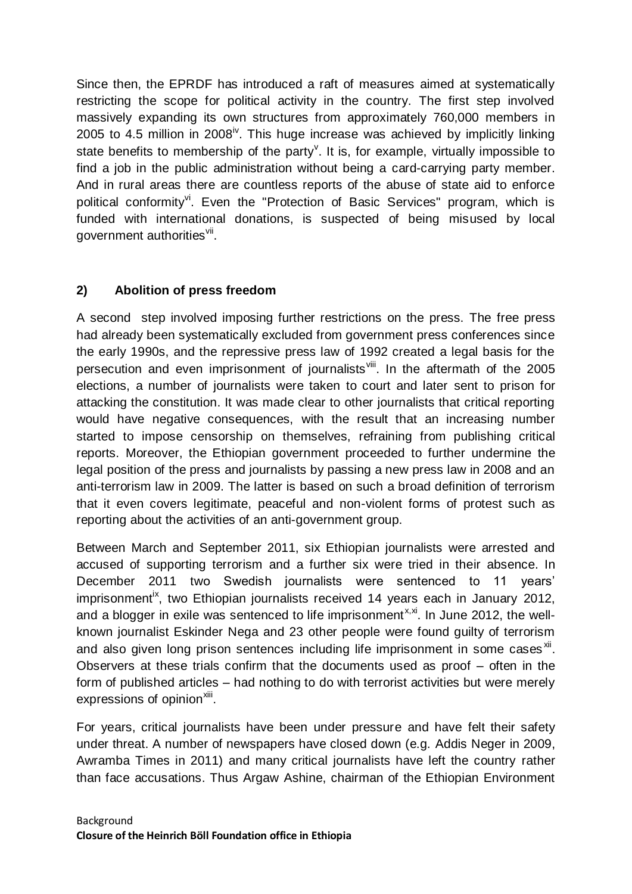Since then, the EPRDF has introduced a raft of measures aimed at systematically restricting the scope for political activity in the country. The first step involved massively expanding its own structures from approximately 760,000 members in 2005 to 4.5 million in 2008[iv]. This huge increase was achieved by implicitly linking state benefits to membership of the party[v]. It is, for example, virtually impossible to find a job in the public administration without being a card-carrying party member. And in rural areas there are countless reports of the abuse of state aid to enforce political conformity[vi]. Even the "Protection of Basic Services" program, which is funded with international donations, is suspected of being misused by local government authorities[vii].

## 2) Abolition of press freedom

A second step involved imposing further restrictions on the press. The free press had already been systematically excluded from government press conferences since the early 1990s, and the repressive press law of 1992 created a legal basis for the persecution and even imprisonment of journalists[viii]. In the aftermath of the 2005 elections, a number of journalists were taken to court and later sent to prison for attacking the constitution. It was made clear to other journalists that critical reporting would have negative consequences, with the result that an increasing number started to impose censorship on themselves, refraining from publishing critical reports. Moreover, the Ethiopian government proceeded to further undermine the legal position of the press and journalists by passing a new press law in 2008 and an anti-terrorism law in 2009. The latter is based on such a broad definition of terrorism that it even covers legitimate, peaceful and non-violent forms of protest such as reporting about the activities of an anti-government group.

Between March and September 2011, six Ethiopian journalists were arrested and accused of supporting terrorism and a further six were tried in their absence. In December 2011 two Swedish journalists were sentenced to 11 years' imprisonment[ix], two Ethiopian journalists received 14 years each in January 2012, and a blogger in exile was sentenced to life imprisonment[x,xi]. In June 2012, the well-known journalist Eskinder Nega and 23 other people were found guilty of terrorism and also given long prison sentences including life imprisonment in some cases[xii]. Observers at these trials confirm that the documents used as proof – often in the form of published articles – had nothing to do with terrorist activities but were merely expressions of opinion[xiii].

For years, critical journalists have been under pressure and have felt their safety under threat. A number of newspapers have closed down (e.g. Addis Neger in 2009, Awramba Times in 2011) and many critical journalists have left the country rather than face accusations. Thus Argaw Ashine, chairman of the Ethiopian Environment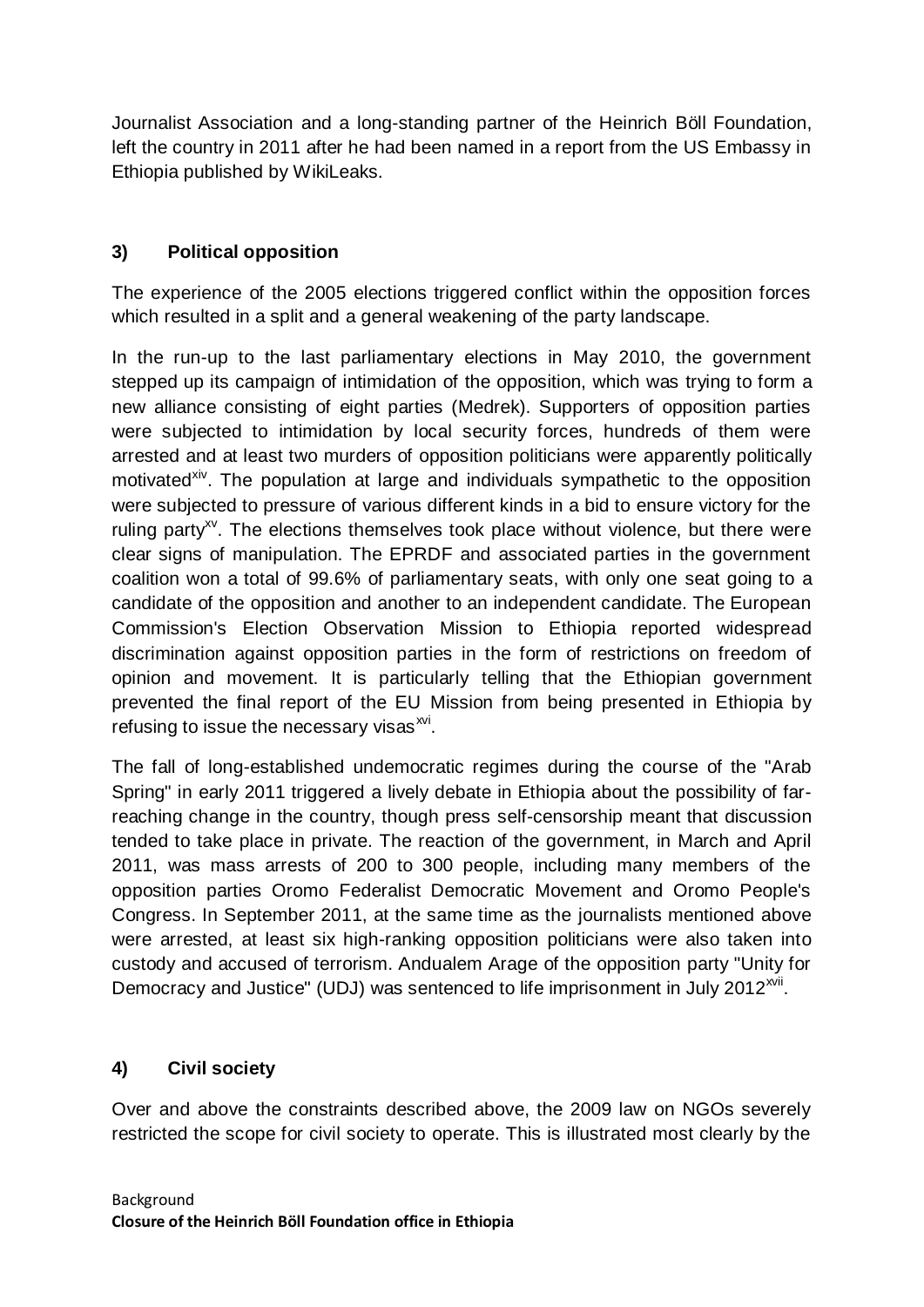Journalist Association and a long-standing partner of the Heinrich Böll Foundation, left the country in 2011 after he had been named in a report from the US Embassy in Ethiopia published by WikiLeaks.

### 3) Political opposition

The experience of the 2005 elections triggered conflict within the opposition forces which resulted in a split and a general weakening of the party landscape.

In the run-up to the last parliamentary elections in May 2010, the government stepped up its campaign of intimidation of the opposition, which was trying to form a new alliance consisting of eight parties (Medrek). Supporters of opposition parties were subjected to intimidation by local security forces, hundreds of them were arrested and at least two murders of opposition politicians were apparently politically motivated[xiv]. The population at large and individuals sympathetic to the opposition were subjected to pressure of various different kinds in a bid to ensure victory for the ruling party[xv]. The elections themselves took place without violence, but there were clear signs of manipulation. The EPRDF and associated parties in the government coalition won a total of 99.6% of parliamentary seats, with only one seat going to a candidate of the opposition and another to an independent candidate. The European Commission's Election Observation Mission to Ethiopia reported widespread discrimination against opposition parties in the form of restrictions on freedom of opinion and movement. It is particularly telling that the Ethiopian government prevented the final report of the EU Mission from being presented in Ethiopia by refusing to issue the necessary visas[xvi].

The fall of long-established undemocratic regimes during the course of the "Arab Spring" in early 2011 triggered a lively debate in Ethiopia about the possibility of far-reaching change in the country, though press self-censorship meant that discussion tended to take place in private. The reaction of the government, in March and April 2011, was mass arrests of 200 to 300 people, including many members of the opposition parties Oromo Federalist Democratic Movement and Oromo People's Congress. In September 2011, at the same time as the journalists mentioned above were arrested, at least six high-ranking opposition politicians were also taken into custody and accused of terrorism. Andualem Arage of the opposition party "Unity for Democracy and Justice" (UDJ) was sentenced to life imprisonment in July 2012[xvii].

### 4) Civil society

Over and above the constraints described above, the 2009 law on NGOs severely restricted the scope for civil society to operate. This is illustrated most clearly by the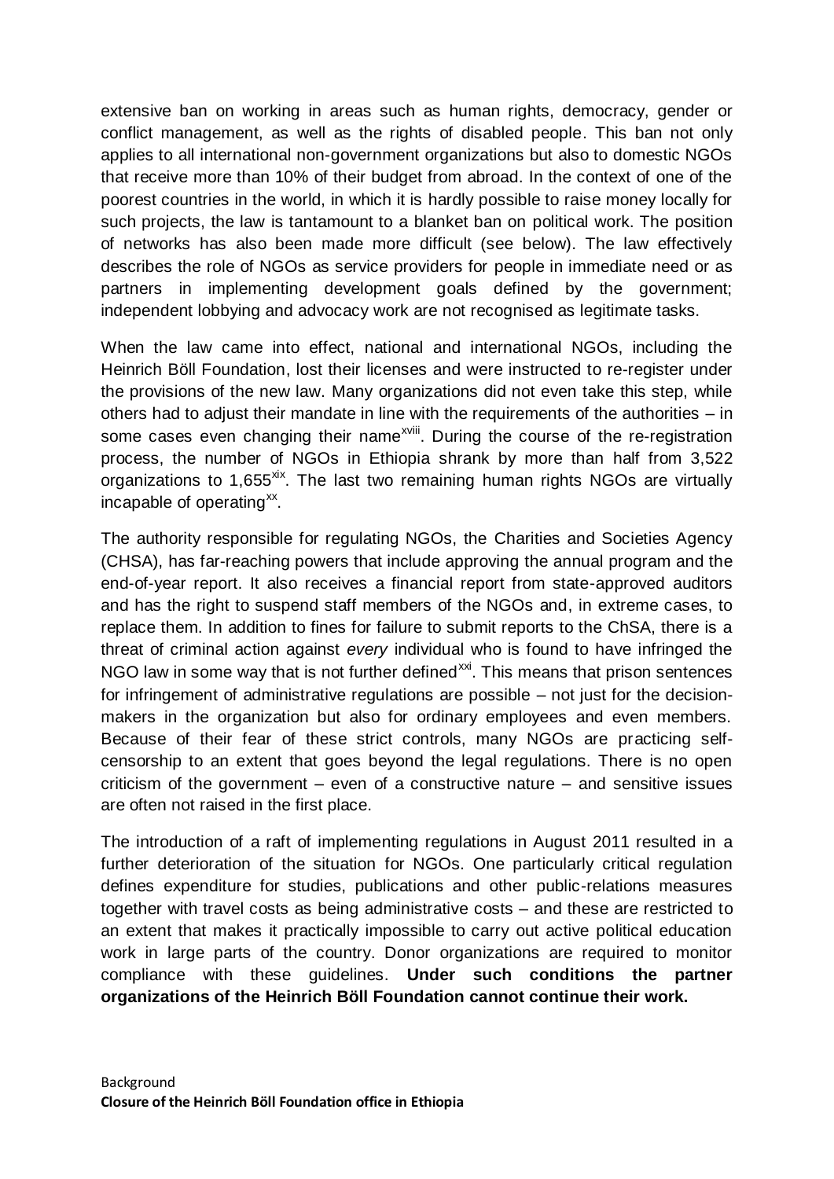extensive ban on working in areas such as human rights, democracy, gender or conflict management, as well as the rights of disabled people. This ban not only applies to all international non-government organizations but also to domestic NGOs that receive more than 10% of their budget from abroad. In the context of one of the poorest countries in the world, in which it is hardly possible to raise money locally for such projects, the law is tantamount to a blanket ban on political work. The position of networks has also been made more difficult (see below). The law effectively describes the role of NGOs as service providers for people in immediate need or as partners in implementing development goals defined by the government; independent lobbying and advocacy work are not recognised as legitimate tasks.

When the law came into effect, national and international NGOs, including the Heinrich Böll Foundation, lost their licenses and were instructed to re-register under the provisions of the new law. Many organizations did not even take this step, while others had to adjust their mandate in line with the requirements of the authorities – in some cases even changing their name[xviii]. During the course of the re-registration process, the number of NGOs in Ethiopia shrank by more than half from 3,522 organizations to 1,655[xix]. The last two remaining human rights NGOs are virtually incapable of operating[xx].

The authority responsible for regulating NGOs, the Charities and Societies Agency (CHSA), has far-reaching powers that include approving the annual program and the end-of-year report. It also receives a financial report from state-approved auditors and has the right to suspend staff members of the NGOs and, in extreme cases, to replace them. In addition to fines for failure to submit reports to the ChSA, there is a threat of criminal action against *every* individual who is found to have infringed the NGO law in some way that is not further defined[xxi]. This means that prison sentences for infringement of administrative regulations are possible – not just for the decision-makers in the organization but also for ordinary employees and even members. Because of their fear of these strict controls, many NGOs are practicing self-censorship to an extent that goes beyond the legal regulations. There is no open criticism of the government – even of a constructive nature – and sensitive issues are often not raised in the first place.

The introduction of a raft of implementing regulations in August 2011 resulted in a further deterioration of the situation for NGOs. One particularly critical regulation defines expenditure for studies, publications and other public-relations measures together with travel costs as being administrative costs – and these are restricted to an extent that makes it practically impossible to carry out active political education work in large parts of the country. Donor organizations are required to monitor compliance with these guidelines. **Under such conditions the partner organizations of the Heinrich Böll Foundation cannot continue their work.**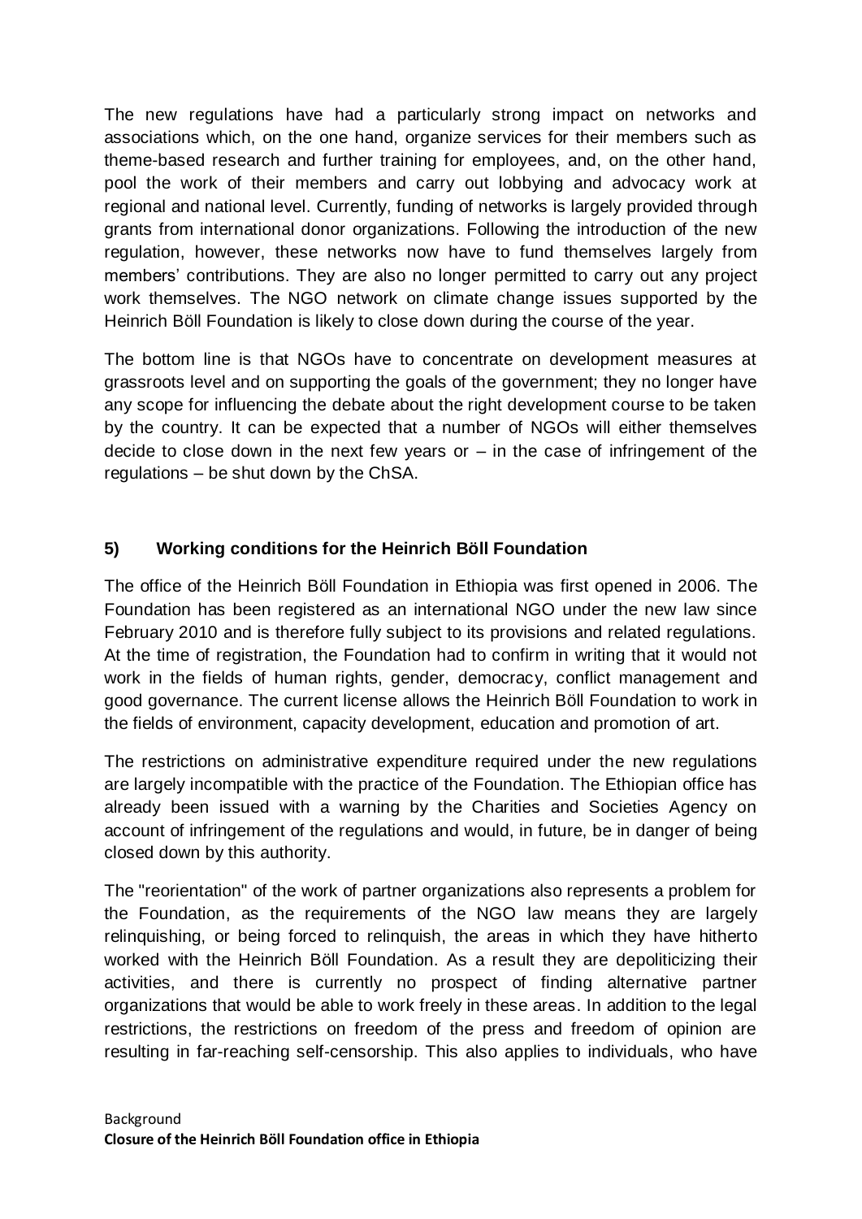The new regulations have had a particularly strong impact on networks and associations which, on the one hand, organize services for their members such as theme-based research and further training for employees, and, on the other hand, pool the work of their members and carry out lobbying and advocacy work at regional and national level. Currently, funding of networks is largely provided through grants from international donor organizations. Following the introduction of the new regulation, however, these networks now have to fund themselves largely from members' contributions. They are also no longer permitted to carry out any project work themselves. The NGO network on climate change issues supported by the Heinrich Böll Foundation is likely to close down during the course of the year.

The bottom line is that NGOs have to concentrate on development measures at grassroots level and on supporting the goals of the government; they no longer have any scope for influencing the debate about the right development course to be taken by the country. It can be expected that a number of NGOs will either themselves decide to close down in the next few years or – in the case of infringement of the regulations – be shut down by the ChSA.

## 5) Working conditions for the Heinrich Böll Foundation

The office of the Heinrich Böll Foundation in Ethiopia was first opened in 2006. The Foundation has been registered as an international NGO under the new law since February 2010 and is therefore fully subject to its provisions and related regulations. At the time of registration, the Foundation had to confirm in writing that it would not work in the fields of human rights, gender, democracy, conflict management and good governance. The current license allows the Heinrich Böll Foundation to work in the fields of environment, capacity development, education and promotion of art.

The restrictions on administrative expenditure required under the new regulations are largely incompatible with the practice of the Foundation. The Ethiopian office has already been issued with a warning by the Charities and Societies Agency on account of infringement of the regulations and would, in future, be in danger of being closed down by this authority.

The "reorientation" of the work of partner organizations also represents a problem for the Foundation, as the requirements of the NGO law means they are largely relinquishing, or being forced to relinquish, the areas in which they have hitherto worked with the Heinrich Böll Foundation. As a result they are depoliticizing their activities, and there is currently no prospect of finding alternative partner organizations that would be able to work freely in these areas. In addition to the legal restrictions, the restrictions on freedom of the press and freedom of opinion are resulting in far-reaching self-censorship. This also applies to individuals, who have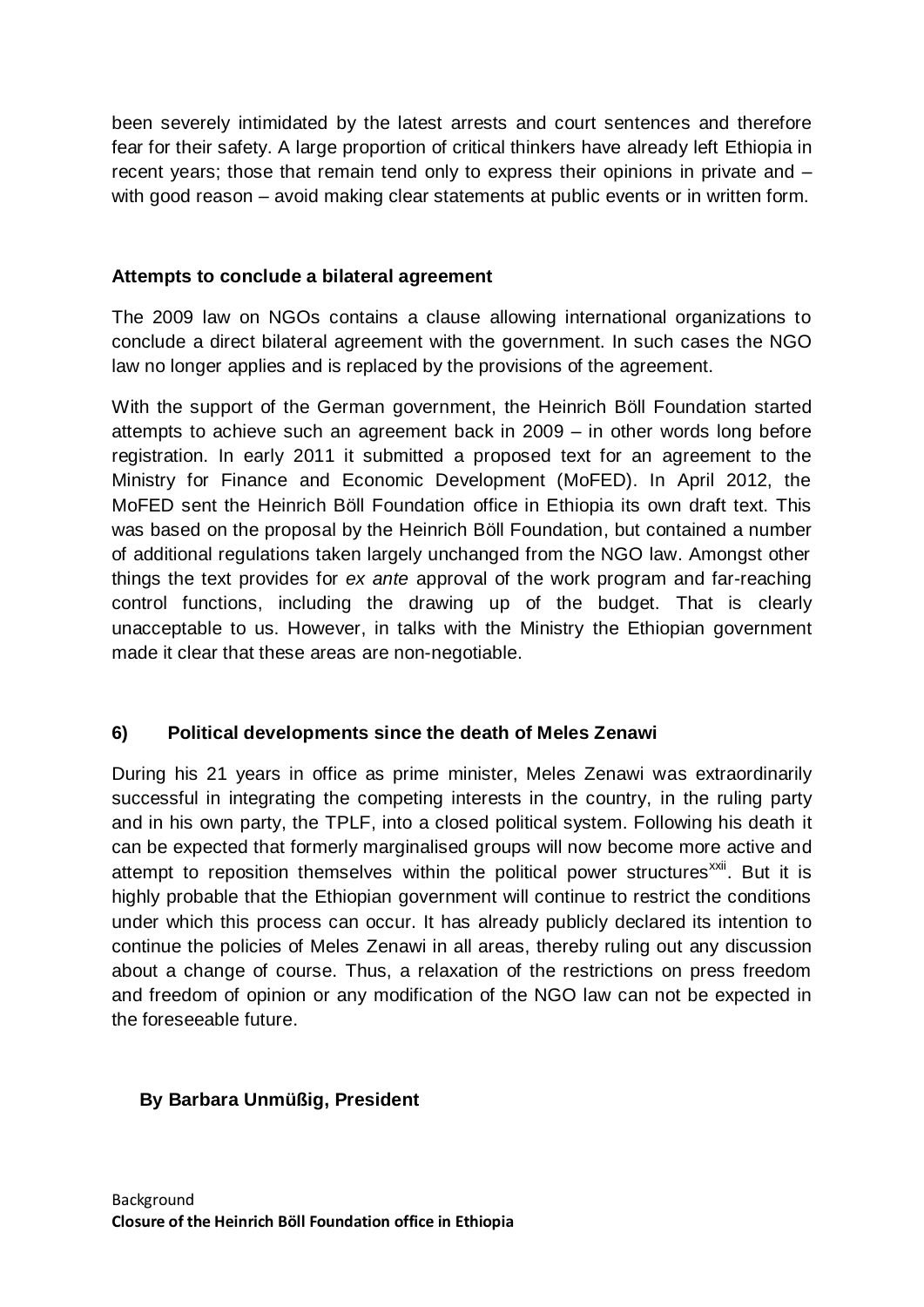been severely intimidated by the latest arrests and court sentences and therefore fear for their safety. A large proportion of critical thinkers have already left Ethiopia in recent years; those that remain tend only to express their opinions in private and – with good reason – avoid making clear statements at public events or in written form.

### Attempts to conclude a bilateral agreement

The 2009 law on NGOs contains a clause allowing international organizations to conclude a direct bilateral agreement with the government. In such cases the NGO law no longer applies and is replaced by the provisions of the agreement.

With the support of the German government, the Heinrich Böll Foundation started attempts to achieve such an agreement back in 2009 – in other words long before registration. In early 2011 it submitted a proposed text for an agreement to the Ministry for Finance and Economic Development (MoFED). In April 2012, the MoFED sent the Heinrich Böll Foundation office in Ethiopia its own draft text. This was based on the proposal by the Heinrich Böll Foundation, but contained a number of additional regulations taken largely unchanged from the NGO law. Amongst other things the text provides for *ex ante* approval of the work program and far-reaching control functions, including the drawing up of the budget. That is clearly unacceptable to us. However, in talks with the Ministry the Ethiopian government made it clear that these areas are non-negotiable.

## 6) Political developments since the death of Meles Zenawi

During his 21 years in office as prime minister, Meles Zenawi was extraordinarily successful in integrating the competing interests in the country, in the ruling party and in his own party, the TPLF, into a closed political system. Following his death it can be expected that formerly marginalised groups will now become more active and attempt to reposition themselves within the political power structures[xxii]. But it is highly probable that the Ethiopian government will continue to restrict the conditions under which this process can occur. It has already publicly declared its intention to continue the policies of Meles Zenawi in all areas, thereby ruling out any discussion about a change of course. Thus, a relaxation of the restrictions on press freedom and freedom of opinion or any modification of the NGO law can not be expected in the foreseeable future.

**By Barbara Unmüßig, President**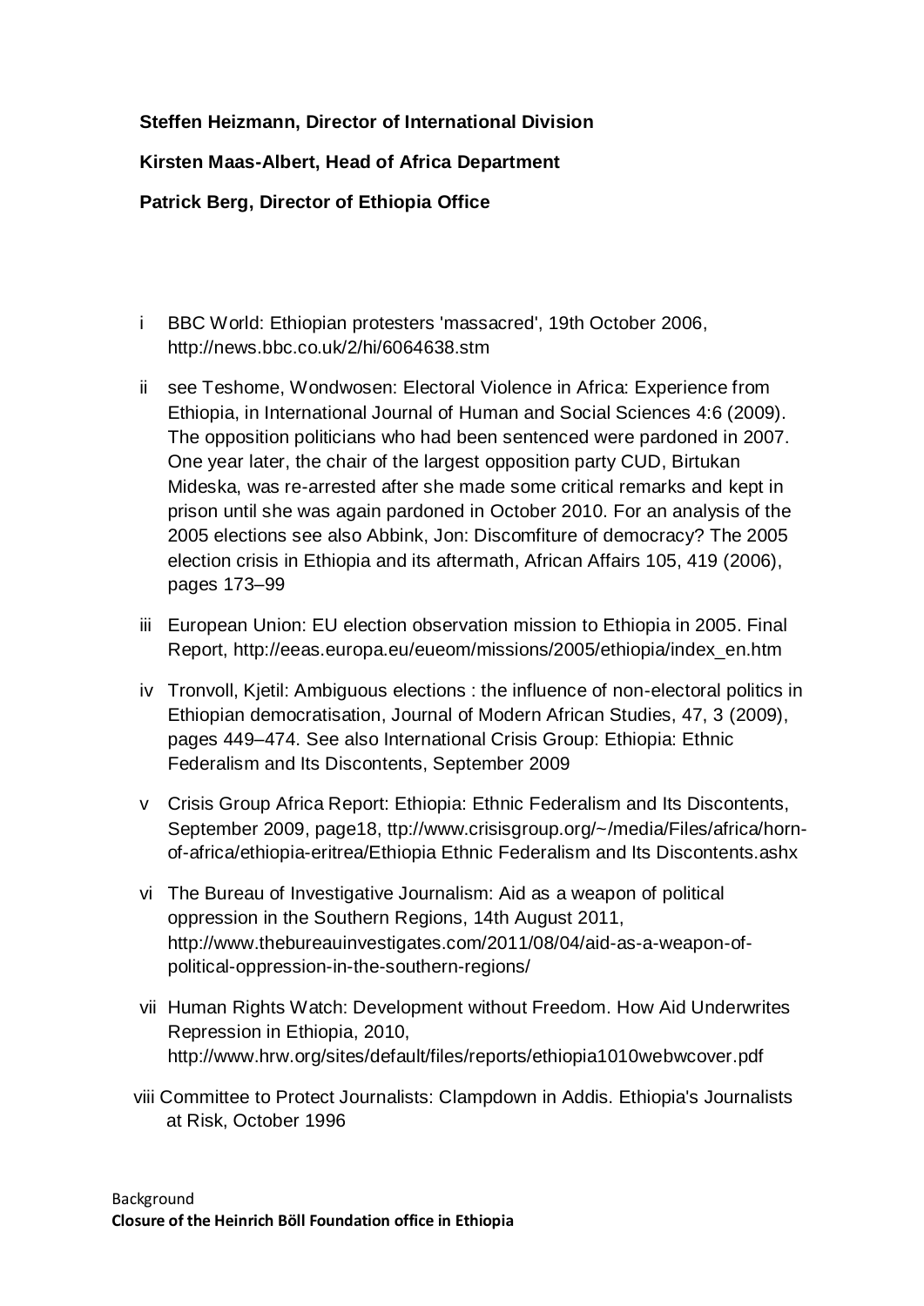**Steffen Heizmann, Director of International Division**

**Kirsten Maas-Albert, Head of Africa Department**

**Patrick Berg, Director of Ethiopia Office**

i BBC World: Ethiopian protesters 'massacred', 19th October 2006, http://news.bbc.co.uk/2/hi/6064638.stm

ii see Teshome, Wondwosen: Electoral Violence in Africa: Experience from Ethiopia, in International Journal of Human and Social Sciences 4:6 (2009). The opposition politicians who had been sentenced were pardoned in 2007. One year later, the chair of the largest opposition party CUD, Birtukan Mideska, was re-arrested after she made some critical remarks and kept in prison until she was again pardoned in October 2010. For an analysis of the 2005 elections see also Abbink, Jon: Discomfiture of democracy? The 2005 election crisis in Ethiopia and its aftermath, African Affairs 105, 419 (2006), pages 173–99

iii European Union: EU election observation mission to Ethiopia in 2005. Final Report, http://eeas.europa.eu/eueom/missions/2005/ethiopia/index_en.htm

iv Tronvoll, Kjetil: Ambiguous elections : the influence of non-electoral politics in Ethiopian democratisation, Journal of Modern African Studies, 47, 3 (2009), pages 449–474. See also International Crisis Group: Ethiopia: Ethnic Federalism and Its Discontents, September 2009

v Crisis Group Africa Report: Ethiopia: Ethnic Federalism and Its Discontents, September 2009, page18, ttp://www.crisisgroup.org/~/media/Files/africa/horn-of-africa/ethiopia-eritrea/Ethiopia Ethnic Federalism and Its Discontents.ashx

vi The Bureau of Investigative Journalism: Aid as a weapon of political oppression in the Southern Regions, 14th August 2011, http://www.thebureauinvestigates.com/2011/08/04/aid-as-a-weapon-of-political-oppression-in-the-southern-regions/

vii Human Rights Watch: Development without Freedom. How Aid Underwrites Repression in Ethiopia, 2010, http://www.hrw.org/sites/default/files/reports/ethiopia1010webwcover.pdf

viii Committee to Protect Journalists: Clampdown in Addis. Ethiopia's Journalists at Risk, October 1996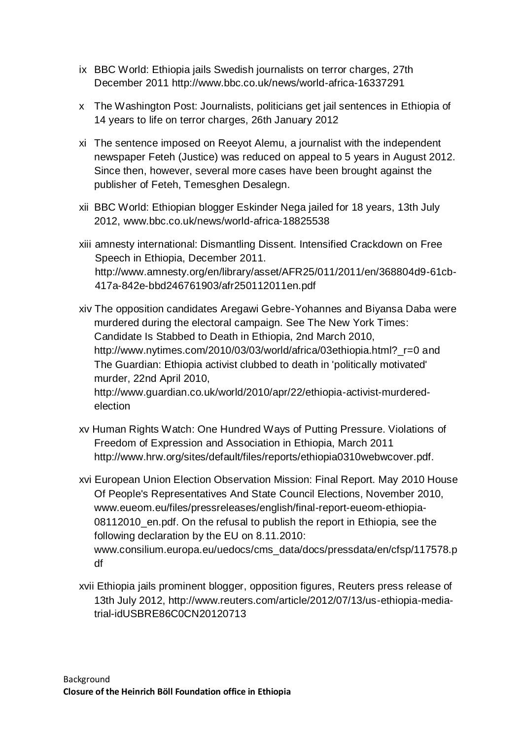ix BBC World: Ethiopia jails Swedish journalists on terror charges, 27th December 2011 http://www.bbc.co.uk/news/world-africa-16337291

x The Washington Post: Journalists, politicians get jail sentences in Ethiopia of 14 years to life on terror charges, 26th January 2012

xi The sentence imposed on Reeyot Alemu, a journalist with the independent newspaper Feteh (Justice) was reduced on appeal to 5 years in August 2012. Since then, however, several more cases have been brought against the publisher of Feteh, Temesghen Desalegn.

xii BBC World: Ethiopian blogger Eskinder Nega jailed for 18 years, 13th July 2012, www.bbc.co.uk/news/world-africa-18825538

xiii amnesty international: Dismantling Dissent. Intensified Crackdown on Free Speech in Ethiopia, December 2011. http://www.amnesty.org/en/library/asset/AFR25/011/2011/en/368804d9-61cb-417a-842e-bbd246761903/afr250112011en.pdf

xiv The opposition candidates Aregawi Gebre-Yohannes and Biyansa Daba were murdered during the electoral campaign. See The New York Times: Candidate Is Stabbed to Death in Ethiopia, 2nd March 2010, http://www.nytimes.com/2010/03/03/world/africa/03ethiopia.html?_r=0 and The Guardian: Ethiopia activist clubbed to death in 'politically motivated' murder, 22nd April 2010, http://www.guardian.co.uk/world/2010/apr/22/ethiopia-activist-murdered-election

xv Human Rights Watch: One Hundred Ways of Putting Pressure. Violations of Freedom of Expression and Association in Ethiopia, March 2011 http://www.hrw.org/sites/default/files/reports/ethiopia0310webwcover.pdf.

xvi European Union Election Observation Mission: Final Report. May 2010 House Of People's Representatives And State Council Elections, November 2010, www.eueom.eu/files/pressreleases/english/final-report-eueom-ethiopia-08112010_en.pdf. On the refusal to publish the report in Ethiopia, see the following declaration by the EU on 8.11.2010: www.consilium.europa.eu/uedocs/cms_data/docs/pressdata/en/cfsp/117578.pdf

xvii Ethiopia jails prominent blogger, opposition figures, Reuters press release of 13th July 2012, http://www.reuters.com/article/2012/07/13/us-ethiopia-media-trial-idUSBRE86C0CN20120713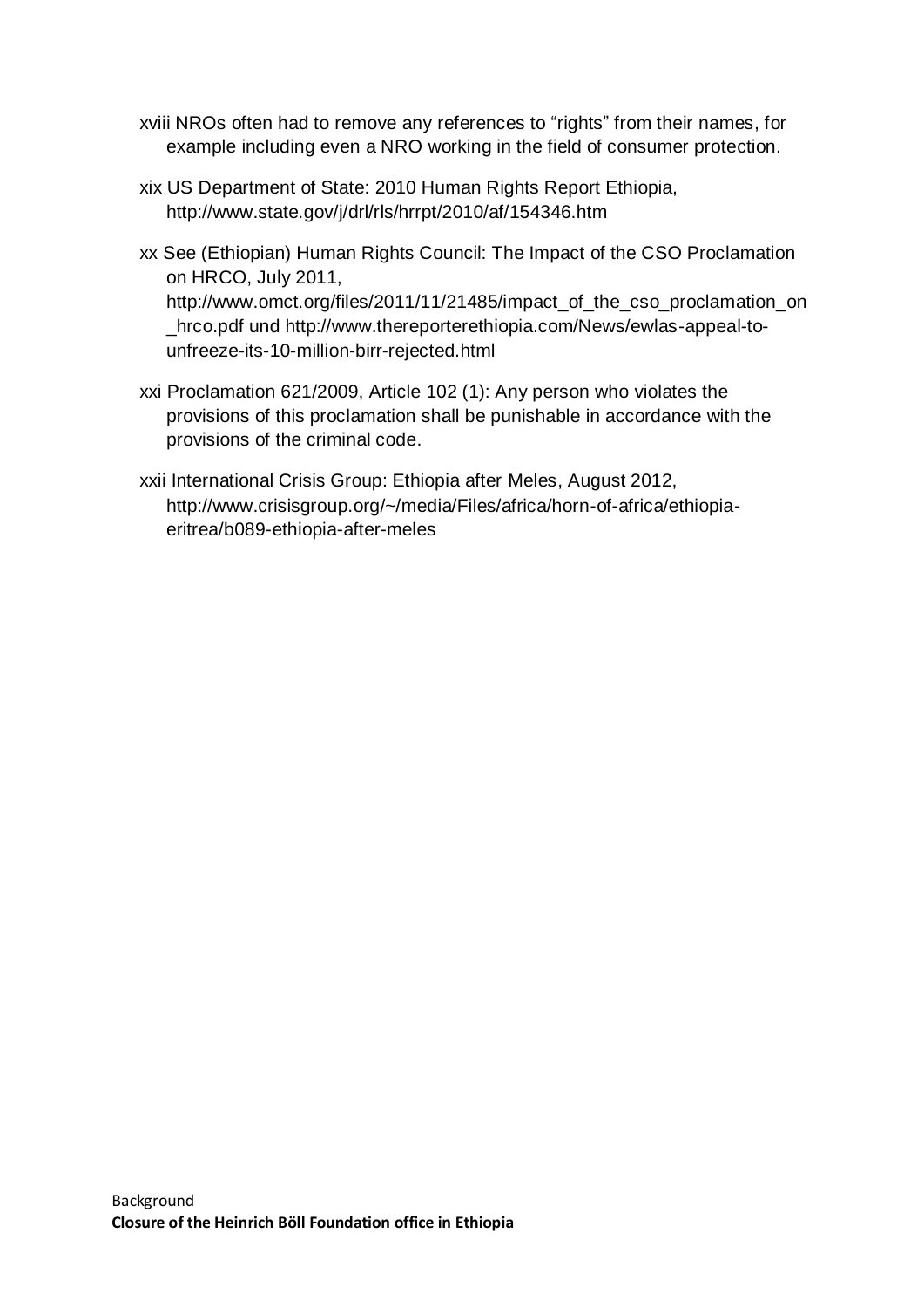xviii NROs often had to remove any references to “rights” from their names, for example including even a NRO working in the field of consumer protection.

xix US Department of State: 2010 Human Rights Report Ethiopia, http://www.state.gov/j/drl/rls/hrrpt/2010/af/154346.htm

xx See (Ethiopian) Human Rights Council: The Impact of the CSO Proclamation on HRCO, July 2011, http://www.omct.org/files/2011/11/21485/impact_of_the_cso_proclamation_on_hrco.pdf und http://www.thereporterethiopia.com/News/ewlas-appeal-to-unfreeze-its-10-million-birr-rejected.html

xxi Proclamation 621/2009, Article 102 (1): Any person who violates the provisions of this proclamation shall be punishable in accordance with the provisions of the criminal code.

xxii International Crisis Group: Ethiopia after Meles, August 2012, http://www.crisisgroup.org/~/media/Files/africa/horn-of-africa/ethiopia-eritrea/b089-ethiopia-after-meles